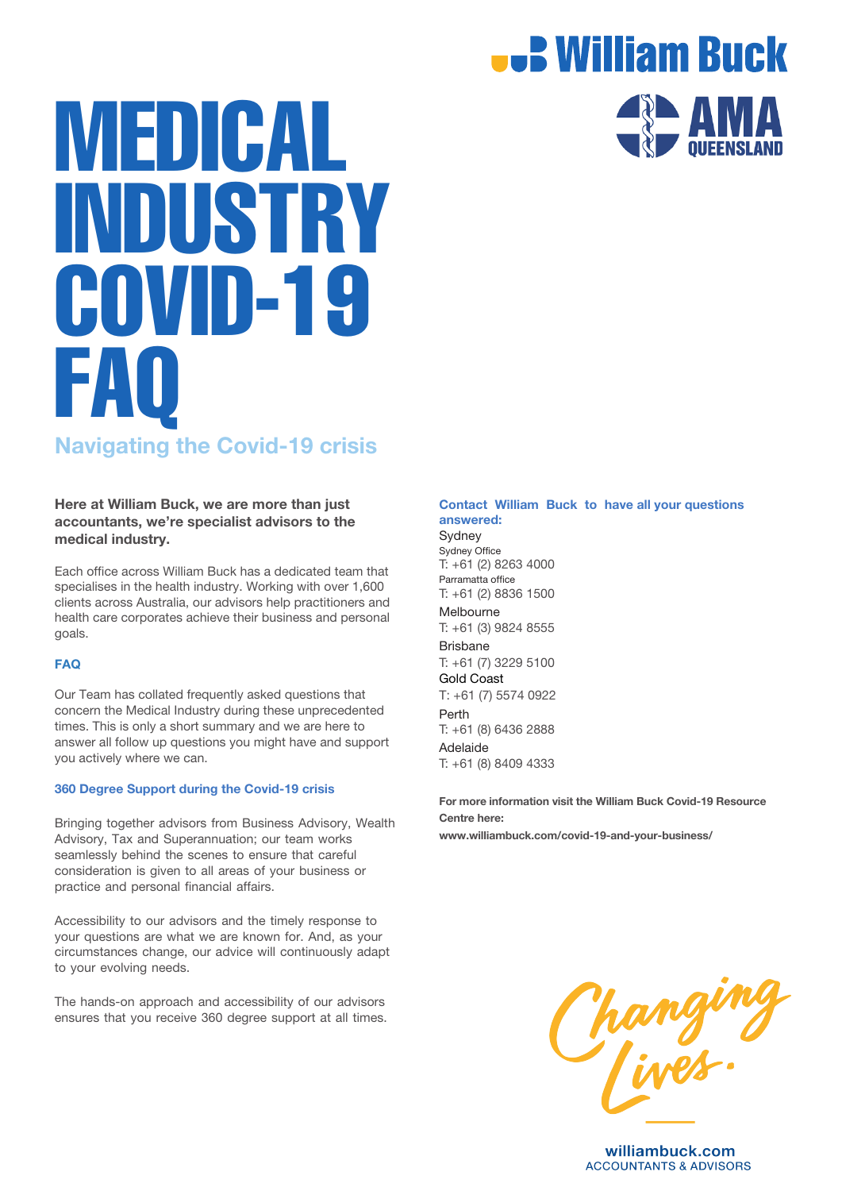# MEDICAL INDUSTRY COVID-19 FAQ

## Navigating the Covid-19 crisis

**Here at William Buck, we are more than just accountants, we're specialist advisors to the medical industry.**

Each office across William Buck has a dedicated team that specialises in the health industry. Working with over 1,600 clients across Australia, our advisors help practitioners and health care corporates achieve their business and personal goals.

### FAQ

Our Team has collated frequently asked questions that concern the Medical Industry during these unprecedented times. This is only a short summary and we are here to answer all follow up questions you might have and support you actively where we can.

### 360 Degree Support during the Covid-19 crisis

Bringing together advisors from Business Advisory, Wealth Advisory, Tax and Superannuation; our team works seamlessly behind the scenes to ensure that careful consideration is given to all areas of your business or practice and personal financial affairs.

Accessibility to our advisors and the timely response to your questions are what we are known for. And, as your circumstances change, our advice will continuously adapt to your evolving needs.

The hands-on approach and accessibility of our advisors ensures that you receive 360 degree support at all times.

### Contact William Buck to have all your questions answered:

Sydney
Sydney Office
T: +61 (2) 8263 4000
Parramatta office
T: +61 (2) 8836 1500

Melbourne
T: +61 (3) 9824 8555

Brisbane
T: +61 (7) 3229 5100

Gold Coast
T: +61 (7) 5574 0922

Perth
T: +61 (8) 6436 2888

Adelaide
T: +61 (8) 8409 4333

**For more information visit the William Buck Covid-19 Resource Centre here:**
**www.williambuck.com/covid-19-and-your-business/**

Changing Lives.

williambuck.com
ACCOUNTANTS & ADVISORS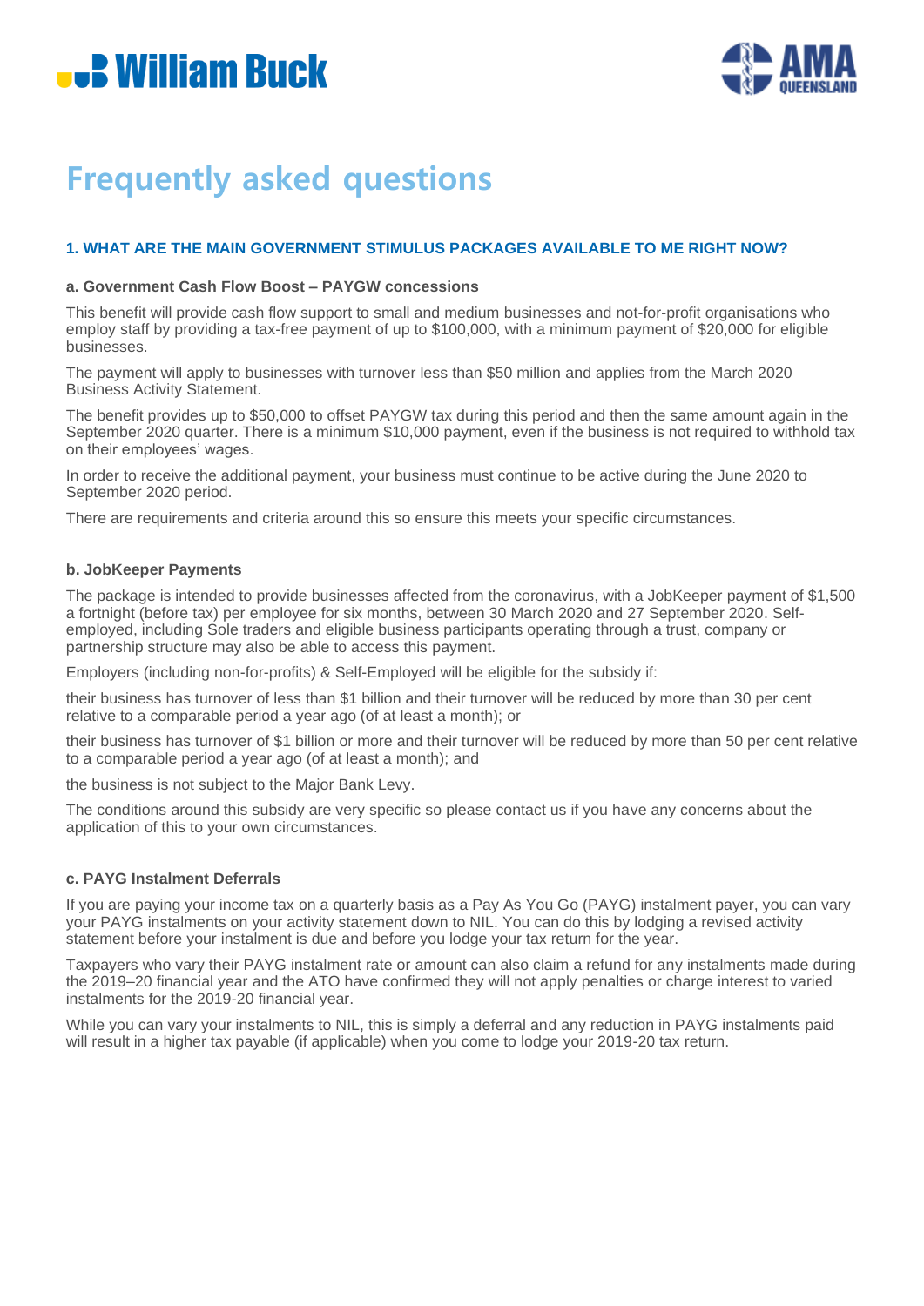# Frequently asked questions

### 1. WHAT ARE THE MAIN GOVERNMENT STIMULUS PACKAGES AVAILABLE TO ME RIGHT NOW?

**a. Government Cash Flow Boost – PAYGW concessions**

This benefit will provide cash flow support to small and medium businesses and not-for-profit organisations who employ staff by providing a tax-free payment of up to $100,000, with a minimum payment of $20,000 for eligible businesses.

The payment will apply to businesses with turnover less than $50 million and applies from the March 2020 Business Activity Statement.

The benefit provides up to $50,000 to offset PAYGW tax during this period and then the same amount again in the September 2020 quarter. There is a minimum $10,000 payment, even if the business is not required to withhold tax on their employees' wages.

In order to receive the additional payment, your business must continue to be active during the June 2020 to September 2020 period.

There are requirements and criteria around this so ensure this meets your specific circumstances.

**b. JobKeeper Payments**

The package is intended to provide businesses affected from the coronavirus, with a JobKeeper payment of $1,500 a fortnight (before tax) per employee for six months, between 30 March 2020 and 27 September 2020. Self-employed, including Sole traders and eligible business participants operating through a trust, company or partnership structure may also be able to access this payment.

Employers (including non-for-profits) & Self-Employed will be eligible for the subsidy if:

their business has turnover of less than $1 billion and their turnover will be reduced by more than 30 per cent relative to a comparable period a year ago (of at least a month); or

their business has turnover of $1 billion or more and their turnover will be reduced by more than 50 per cent relative to a comparable period a year ago (of at least a month); and

the business is not subject to the Major Bank Levy.

The conditions around this subsidy are very specific so please contact us if you have any concerns about the application of this to your own circumstances.

**c. PAYG Instalment Deferrals**

If you are paying your income tax on a quarterly basis as a Pay As You Go (PAYG) instalment payer, you can vary your PAYG instalments on your activity statement down to NIL. You can do this by lodging a revised activity statement before your instalment is due and before you lodge your tax return for the year.

Taxpayers who vary their PAYG instalment rate or amount can also claim a refund for any instalments made during the 2019–20 financial year and the ATO have confirmed they will not apply penalties or charge interest to varied instalments for the 2019-20 financial year.

While you can vary your instalments to NIL, this is simply a deferral and any reduction in PAYG instalments paid will result in a higher tax payable (if applicable) when you come to lodge your 2019-20 tax return.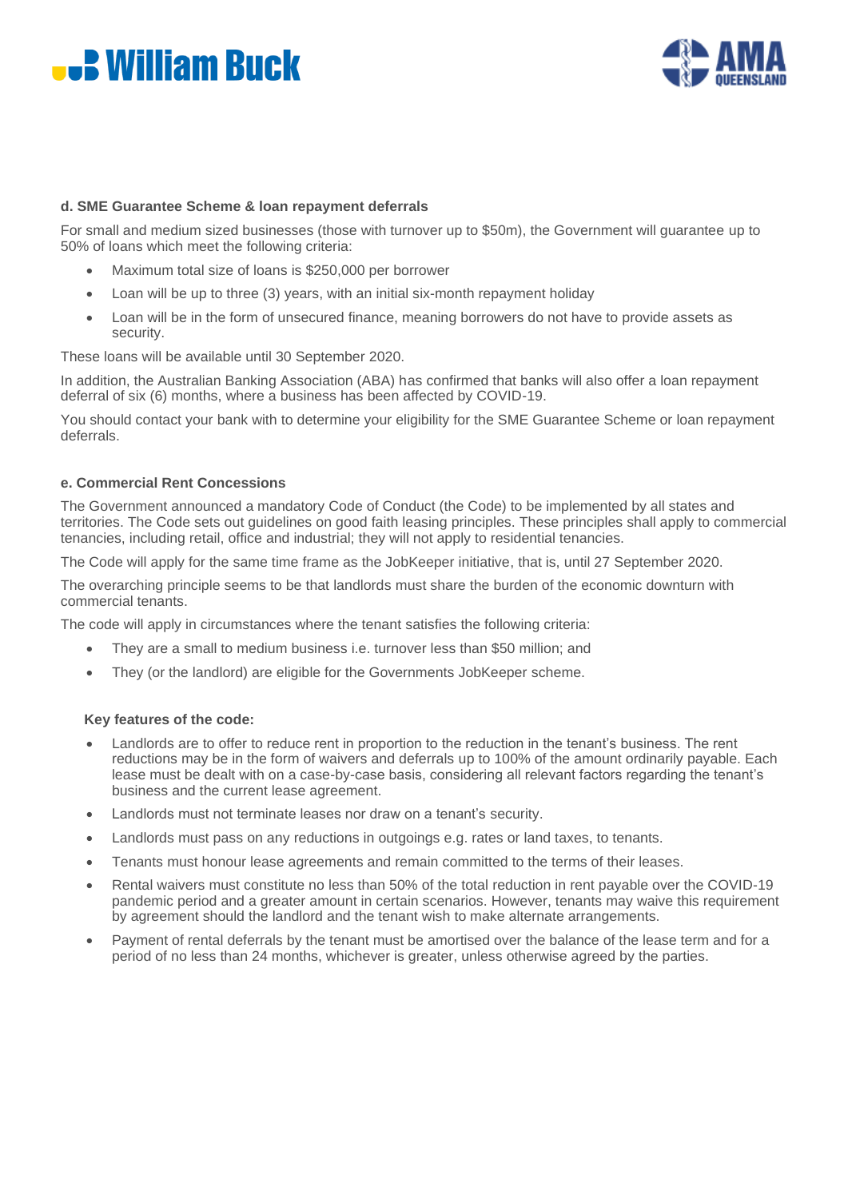### d. SME Guarantee Scheme & loan repayment deferrals

For small and medium sized businesses (those with turnover up to $50m), the Government will guarantee up to 50% of loans which meet the following criteria:

- Maximum total size of loans is $250,000 per borrower
- Loan will be up to three (3) years, with an initial six-month repayment holiday
- Loan will be in the form of unsecured finance, meaning borrowers do not have to provide assets as security.

These loans will be available until 30 September 2020.

In addition, the Australian Banking Association (ABA) has confirmed that banks will also offer a loan repayment deferral of six (6) months, where a business has been affected by COVID-19.

You should contact your bank with to determine your eligibility for the SME Guarantee Scheme or loan repayment deferrals.

### e. Commercial Rent Concessions

The Government announced a mandatory Code of Conduct (the Code) to be implemented by all states and territories. The Code sets out guidelines on good faith leasing principles. These principles shall apply to commercial tenancies, including retail, office and industrial; they will not apply to residential tenancies.

The Code will apply for the same time frame as the JobKeeper initiative, that is, until 27 September 2020.

The overarching principle seems to be that landlords must share the burden of the economic downturn with commercial tenants.

The code will apply in circumstances where the tenant satisfies the following criteria:

- They are a small to medium business i.e. turnover less than $50 million; and
- They (or the landlord) are eligible for the Governments JobKeeper scheme.

**Key features of the code:**

- Landlords are to offer to reduce rent in proportion to the reduction in the tenant's business. The rent reductions may be in the form of waivers and deferrals up to 100% of the amount ordinarily payable. Each lease must be dealt with on a case-by-case basis, considering all relevant factors regarding the tenant's business and the current lease agreement.
- Landlords must not terminate leases nor draw on a tenant's security.
- Landlords must pass on any reductions in outgoings e.g. rates or land taxes, to tenants.
- Tenants must honour lease agreements and remain committed to the terms of their leases.
- Rental waivers must constitute no less than 50% of the total reduction in rent payable over the COVID-19 pandemic period and a greater amount in certain scenarios. However, tenants may waive this requirement by agreement should the landlord and the tenant wish to make alternate arrangements.
- Payment of rental deferrals by the tenant must be amortised over the balance of the lease term and for a period of no less than 24 months, whichever is greater, unless otherwise agreed by the parties.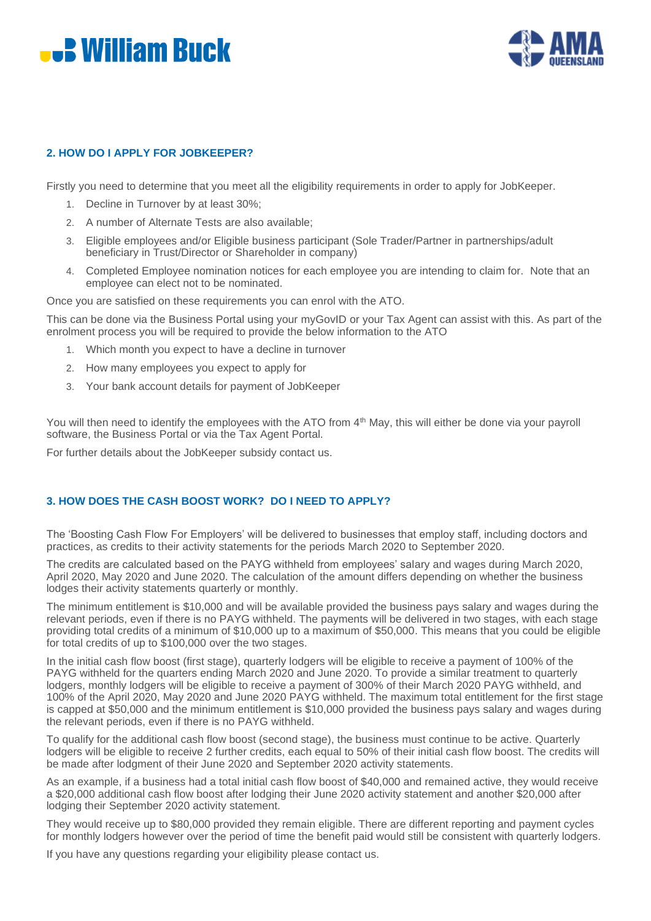## 2. HOW DO I APPLY FOR JOBKEEPER?

Firstly you need to determine that you meet all the eligibility requirements in order to apply for JobKeeper.

1. Decline in Turnover by at least 30%;
2. A number of Alternate Tests are also available;
3. Eligible employees and/or Eligible business participant (Sole Trader/Partner in partnerships/adult beneficiary in Trust/Director or Shareholder in company)
4. Completed Employee nomination notices for each employee you are intending to claim for. Note that an employee can elect not to be nominated.

Once you are satisfied on these requirements you can enrol with the ATO.

This can be done via the Business Portal using your myGovID or your Tax Agent can assist with this. As part of the enrolment process you will be required to provide the below information to the ATO

1. Which month you expect to have a decline in turnover
2. How many employees you expect to apply for
3. Your bank account details for payment of JobKeeper

You will then need to identify the employees with the ATO from 4th May, this will either be done via your payroll software, the Business Portal or via the Tax Agent Portal.

For further details about the JobKeeper subsidy contact us.

## 3. HOW DOES THE CASH BOOST WORK? DO I NEED TO APPLY?

The 'Boosting Cash Flow For Employers' will be delivered to businesses that employ staff, including doctors and practices, as credits to their activity statements for the periods March 2020 to September 2020.

The credits are calculated based on the PAYG withheld from employees' salary and wages during March 2020, April 2020, May 2020 and June 2020. The calculation of the amount differs depending on whether the business lodges their activity statements quarterly or monthly.

The minimum entitlement is $10,000 and will be available provided the business pays salary and wages during the relevant periods, even if there is no PAYG withheld. The payments will be delivered in two stages, with each stage providing total credits of a minimum of $10,000 up to a maximum of $50,000. This means that you could be eligible for total credits of up to $100,000 over the two stages.

In the initial cash flow boost (first stage), quarterly lodgers will be eligible to receive a payment of 100% of the PAYG withheld for the quarters ending March 2020 and June 2020. To provide a similar treatment to quarterly lodgers, monthly lodgers will be eligible to receive a payment of 300% of their March 2020 PAYG withheld, and 100% of the April 2020, May 2020 and June 2020 PAYG withheld. The maximum total entitlement for the first stage is capped at $50,000 and the minimum entitlement is $10,000 provided the business pays salary and wages during the relevant periods, even if there is no PAYG withheld.

To qualify for the additional cash flow boost (second stage), the business must continue to be active. Quarterly lodgers will be eligible to receive 2 further credits, each equal to 50% of their initial cash flow boost. The credits will be made after lodgment of their June 2020 and September 2020 activity statements.

As an example, if a business had a total initial cash flow boost of $40,000 and remained active, they would receive a $20,000 additional cash flow boost after lodging their June 2020 activity statement and another $20,000 after lodging their September 2020 activity statement.

They would receive up to $80,000 provided they remain eligible. There are different reporting and payment cycles for monthly lodgers however over the period of time the benefit paid would still be consistent with quarterly lodgers.

If you have any questions regarding your eligibility please contact us.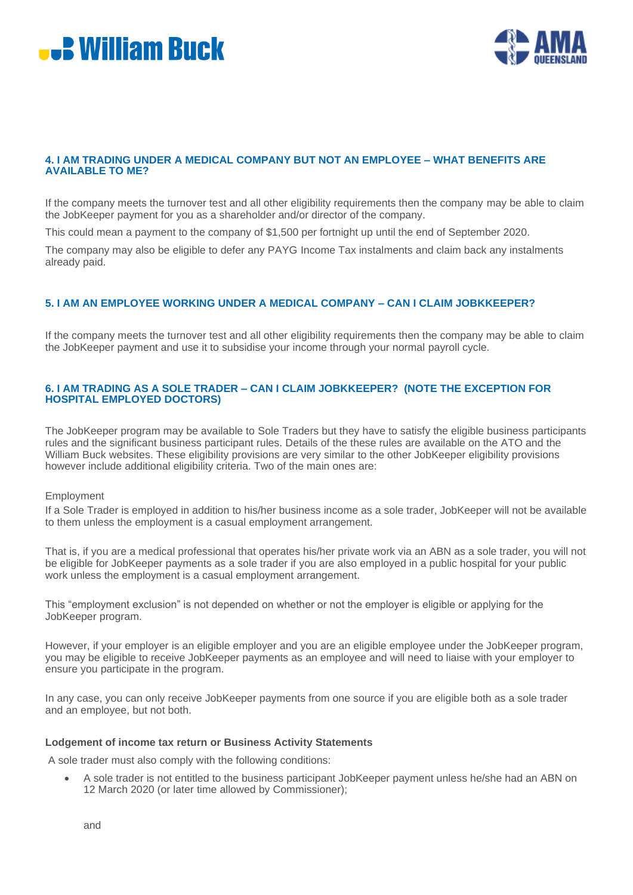### 4. I AM TRADING UNDER A MEDICAL COMPANY BUT NOT AN EMPLOYEE – WHAT BENEFITS ARE AVAILABLE TO ME?

If the company meets the turnover test and all other eligibility requirements then the company may be able to claim the JobKeeper payment for you as a shareholder and/or director of the company.

This could mean a payment to the company of $1,500 per fortnight up until the end of September 2020.

The company may also be eligible to defer any PAYG Income Tax instalments and claim back any instalments already paid.

### 5. I AM AN EMPLOYEE WORKING UNDER A MEDICAL COMPANY – CAN I CLAIM JOBKKEEPER?

If the company meets the turnover test and all other eligibility requirements then the company may be able to claim the JobKeeper payment and use it to subsidise your income through your normal payroll cycle.

### 6. I AM TRADING AS A SOLE TRADER – CAN I CLAIM JOBKKEEPER? (NOTE THE EXCEPTION FOR HOSPITAL EMPLOYED DOCTORS)

The JobKeeper program may be available to Sole Traders but they have to satisfy the eligible business participants rules and the significant business participant rules. Details of the these rules are available on the ATO and the William Buck websites. These eligibility provisions are very similar to the other JobKeeper eligibility provisions however include additional eligibility criteria. Two of the main ones are:

Employment

If a Sole Trader is employed in addition to his/her business income as a sole trader, JobKeeper will not be available to them unless the employment is a casual employment arrangement.

That is, if you are a medical professional that operates his/her private work via an ABN as a sole trader, you will not be eligible for JobKeeper payments as a sole trader if you are also employed in a public hospital for your public work unless the employment is a casual employment arrangement.

This "employment exclusion" is not depended on whether or not the employer is eligible or applying for the JobKeeper program.

However, if your employer is an eligible employer and you are an eligible employee under the JobKeeper program, you may be eligible to receive JobKeeper payments as an employee and will need to liaise with your employer to ensure you participate in the program.

In any case, you can only receive JobKeeper payments from one source if you are eligible both as a sole trader and an employee, but not both.

**Lodgement of income tax return or Business Activity Statements**

A sole trader must also comply with the following conditions:

- A sole trader is not entitled to the business participant JobKeeper payment unless he/she had an ABN on 12 March 2020 (or later time allowed by Commissioner);

  and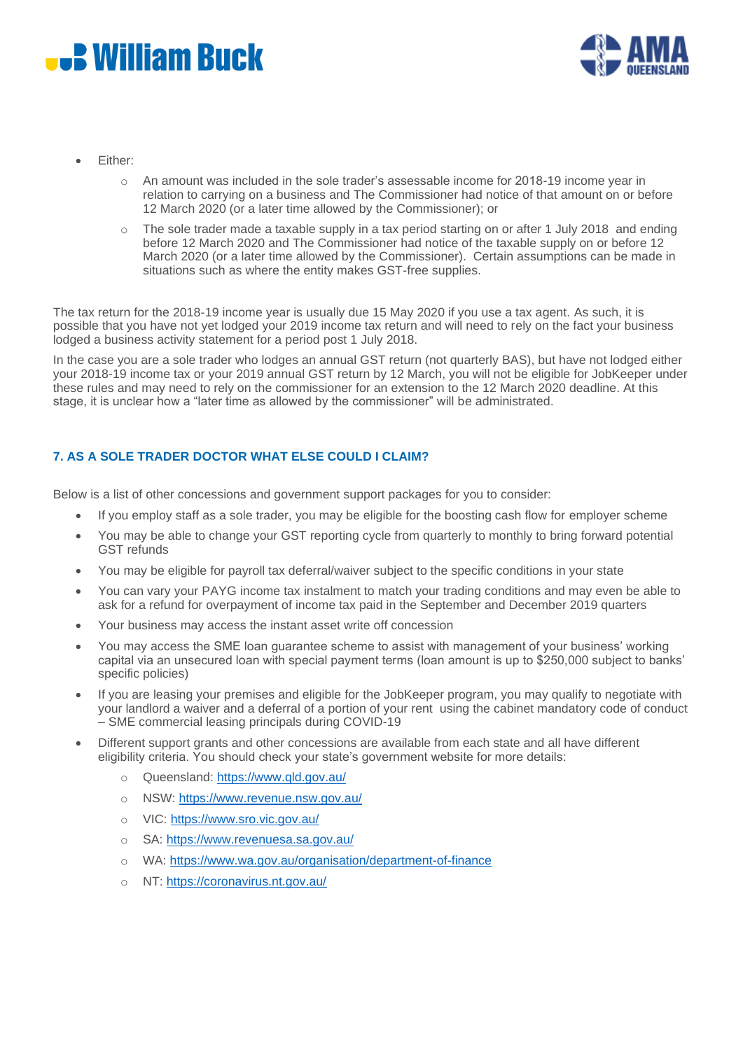- Either:
  - An amount was included in the sole trader's assessable income for 2018-19 income year in relation to carrying on a business and The Commissioner had notice of that amount on or before 12 March 2020 (or a later time allowed by the Commissioner); or
  - The sole trader made a taxable supply in a tax period starting on or after 1 July 2018 and ending before 12 March 2020 and The Commissioner had notice of the taxable supply on or before 12 March 2020 (or a later time allowed by the Commissioner). Certain assumptions can be made in situations such as where the entity makes GST-free supplies.

The tax return for the 2018-19 income year is usually due 15 May 2020 if you use a tax agent. As such, it is possible that you have not yet lodged your 2019 income tax return and will need to rely on the fact your business lodged a business activity statement for a period post 1 July 2018.

In the case you are a sole trader who lodges an annual GST return (not quarterly BAS), but have not lodged either your 2018-19 income tax or your 2019 annual GST return by 12 March, you will not be eligible for JobKeeper under these rules and may need to rely on the commissioner for an extension to the 12 March 2020 deadline. At this stage, it is unclear how a "later time as allowed by the commissioner" will be administrated.

## 7. AS A SOLE TRADER DOCTOR WHAT ELSE COULD I CLAIM?

Below is a list of other concessions and government support packages for you to consider:

- If you employ staff as a sole trader, you may be eligible for the boosting cash flow for employer scheme
- You may be able to change your GST reporting cycle from quarterly to monthly to bring forward potential GST refunds
- You may be eligible for payroll tax deferral/waiver subject to the specific conditions in your state
- You can vary your PAYG income tax instalment to match your trading conditions and may even be able to ask for a refund for overpayment of income tax paid in the September and December 2019 quarters
- Your business may access the instant asset write off concession
- You may access the SME loan guarantee scheme to assist with management of your business' working capital via an unsecured loan with special payment terms (loan amount is up to $250,000 subject to banks' specific policies)
- If you are leasing your premises and eligible for the JobKeeper program, you may qualify to negotiate with your landlord a waiver and a deferral of a portion of your rent using the cabinet mandatory code of conduct – SME commercial leasing principals during COVID-19
- Different support grants and other concessions are available from each state and all have different eligibility criteria. You should check your state's government website for more details:
  - Queensland: https://www.qld.gov.au/
  - NSW: https://www.revenue.nsw.gov.au/
  - VIC: https://www.sro.vic.gov.au/
  - SA: https://www.revenuesa.sa.gov.au/
  - WA: https://www.wa.gov.au/organisation/department-of-finance
  - NT: https://coronavirus.nt.gov.au/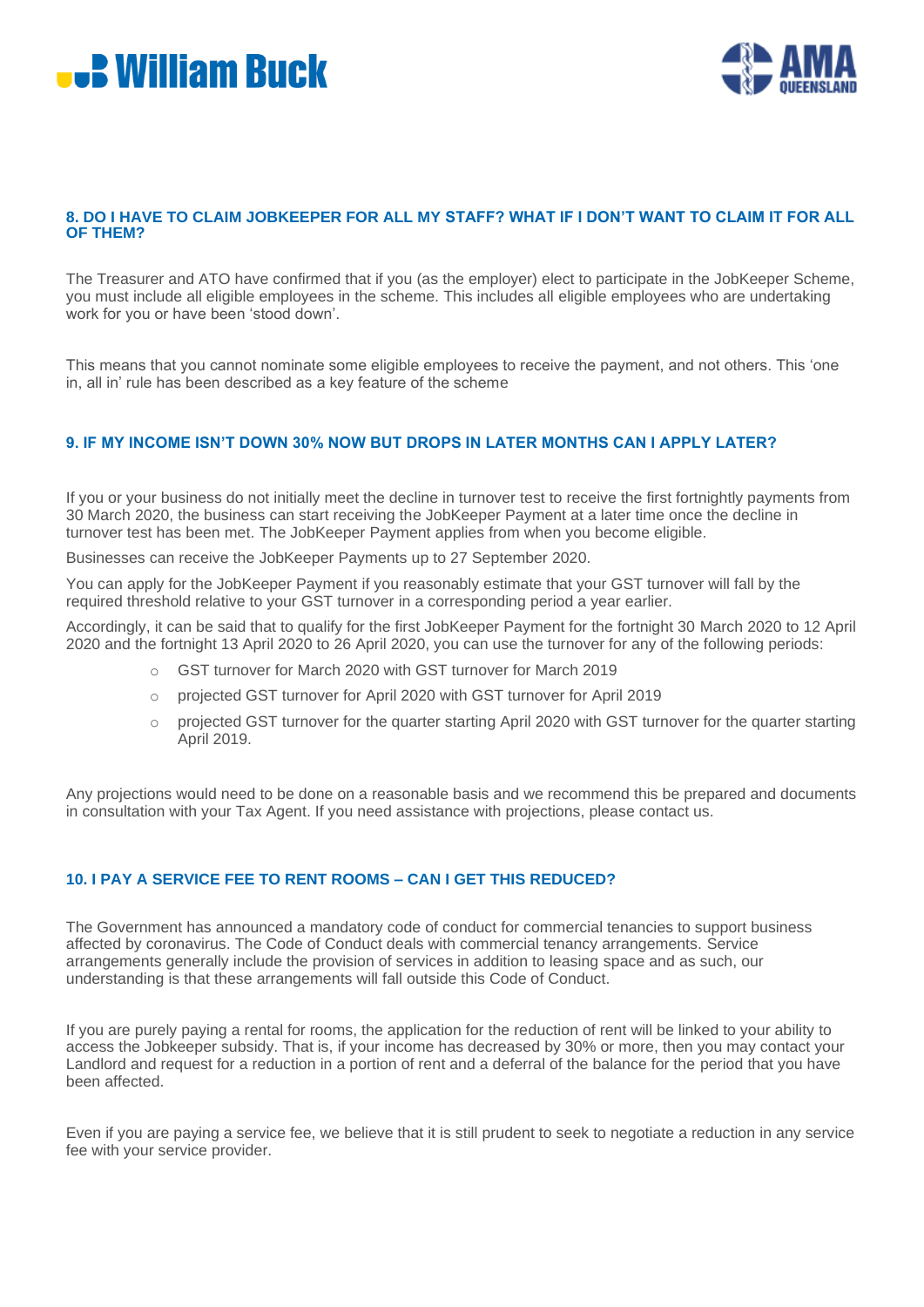### 8. DO I HAVE TO CLAIM JOBKEEPER FOR ALL MY STAFF? WHAT IF I DON'T WANT TO CLAIM IT FOR ALL OF THEM?

The Treasurer and ATO have confirmed that if you (as the employer) elect to participate in the JobKeeper Scheme, you must include all eligible employees in the scheme. This includes all eligible employees who are undertaking work for you or have been 'stood down'.

This means that you cannot nominate some eligible employees to receive the payment, and not others. This 'one in, all in' rule has been described as a key feature of the scheme

### 9. IF MY INCOME ISN'T DOWN 30% NOW BUT DROPS IN LATER MONTHS CAN I APPLY LATER?

If you or your business do not initially meet the decline in turnover test to receive the first fortnightly payments from 30 March 2020, the business can start receiving the JobKeeper Payment at a later time once the decline in turnover test has been met. The JobKeeper Payment applies from when you become eligible.

Businesses can receive the JobKeeper Payments up to 27 September 2020.

You can apply for the JobKeeper Payment if you reasonably estimate that your GST turnover will fall by the required threshold relative to your GST turnover in a corresponding period a year earlier.

Accordingly, it can be said that to qualify for the first JobKeeper Payment for the fortnight 30 March 2020 to 12 April 2020 and the fortnight 13 April 2020 to 26 April 2020, you can use the turnover for any of the following periods:

- GST turnover for March 2020 with GST turnover for March 2019
- projected GST turnover for April 2020 with GST turnover for April 2019
- projected GST turnover for the quarter starting April 2020 with GST turnover for the quarter starting April 2019.

Any projections would need to be done on a reasonable basis and we recommend this be prepared and documents in consultation with your Tax Agent. If you need assistance with projections, please contact us.

### 10. I PAY A SERVICE FEE TO RENT ROOMS – CAN I GET THIS REDUCED?

The Government has announced a mandatory code of conduct for commercial tenancies to support business affected by coronavirus. The Code of Conduct deals with commercial tenancy arrangements. Service arrangements generally include the provision of services in addition to leasing space and as such, our understanding is that these arrangements will fall outside this Code of Conduct.

If you are purely paying a rental for rooms, the application for the reduction of rent will be linked to your ability to access the Jobkeeper subsidy. That is, if your income has decreased by 30% or more, then you may contact your Landlord and request for a reduction in a portion of rent and a deferral of the balance for the period that you have been affected.

Even if you are paying a service fee, we believe that it is still prudent to seek to negotiate a reduction in any service fee with your service provider.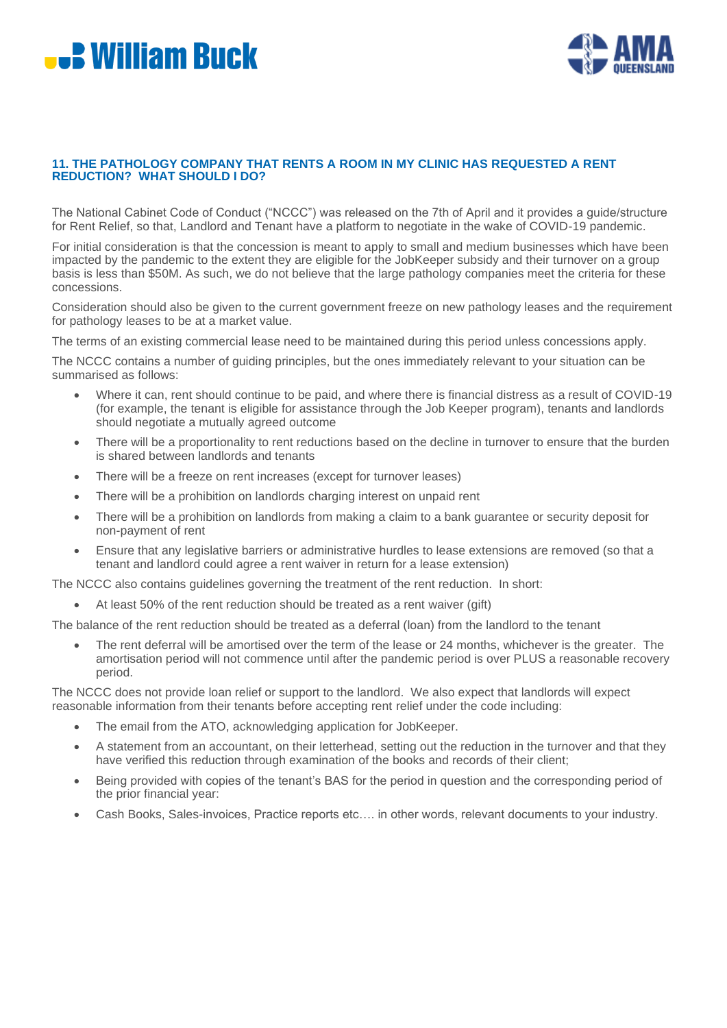### 11. THE PATHOLOGY COMPANY THAT RENTS A ROOM IN MY CLINIC HAS REQUESTED A RENT REDUCTION? WHAT SHOULD I DO?

The National Cabinet Code of Conduct ("NCCC") was released on the 7th of April and it provides a guide/structure for Rent Relief, so that, Landlord and Tenant have a platform to negotiate in the wake of COVID-19 pandemic.

For initial consideration is that the concession is meant to apply to small and medium businesses which have been impacted by the pandemic to the extent they are eligible for the JobKeeper subsidy and their turnover on a group basis is less than $50M. As such, we do not believe that the large pathology companies meet the criteria for these concessions.

Consideration should also be given to the current government freeze on new pathology leases and the requirement for pathology leases to be at a market value.

The terms of an existing commercial lease need to be maintained during this period unless concessions apply.

The NCCC contains a number of guiding principles, but the ones immediately relevant to your situation can be summarised as follows:

- Where it can, rent should continue to be paid, and where there is financial distress as a result of COVID-19 (for example, the tenant is eligible for assistance through the Job Keeper program), tenants and landlords should negotiate a mutually agreed outcome
- There will be a proportionality to rent reductions based on the decline in turnover to ensure that the burden is shared between landlords and tenants
- There will be a freeze on rent increases (except for turnover leases)
- There will be a prohibition on landlords charging interest on unpaid rent
- There will be a prohibition on landlords from making a claim to a bank guarantee or security deposit for non-payment of rent
- Ensure that any legislative barriers or administrative hurdles to lease extensions are removed (so that a tenant and landlord could agree a rent waiver in return for a lease extension)

The NCCC also contains guidelines governing the treatment of the rent reduction. In short:

- At least 50% of the rent reduction should be treated as a rent waiver (gift)

The balance of the rent reduction should be treated as a deferral (loan) from the landlord to the tenant

- The rent deferral will be amortised over the term of the lease or 24 months, whichever is the greater. The amortisation period will not commence until after the pandemic period is over PLUS a reasonable recovery period.

The NCCC does not provide loan relief or support to the landlord. We also expect that landlords will expect reasonable information from their tenants before accepting rent relief under the code including:

- The email from the ATO, acknowledging application for JobKeeper.
- A statement from an accountant, on their letterhead, setting out the reduction in the turnover and that they have verified this reduction through examination of the books and records of their client;
- Being provided with copies of the tenant's BAS for the period in question and the corresponding period of the prior financial year:
- Cash Books, Sales-invoices, Practice reports etc…. in other words, relevant documents to your industry.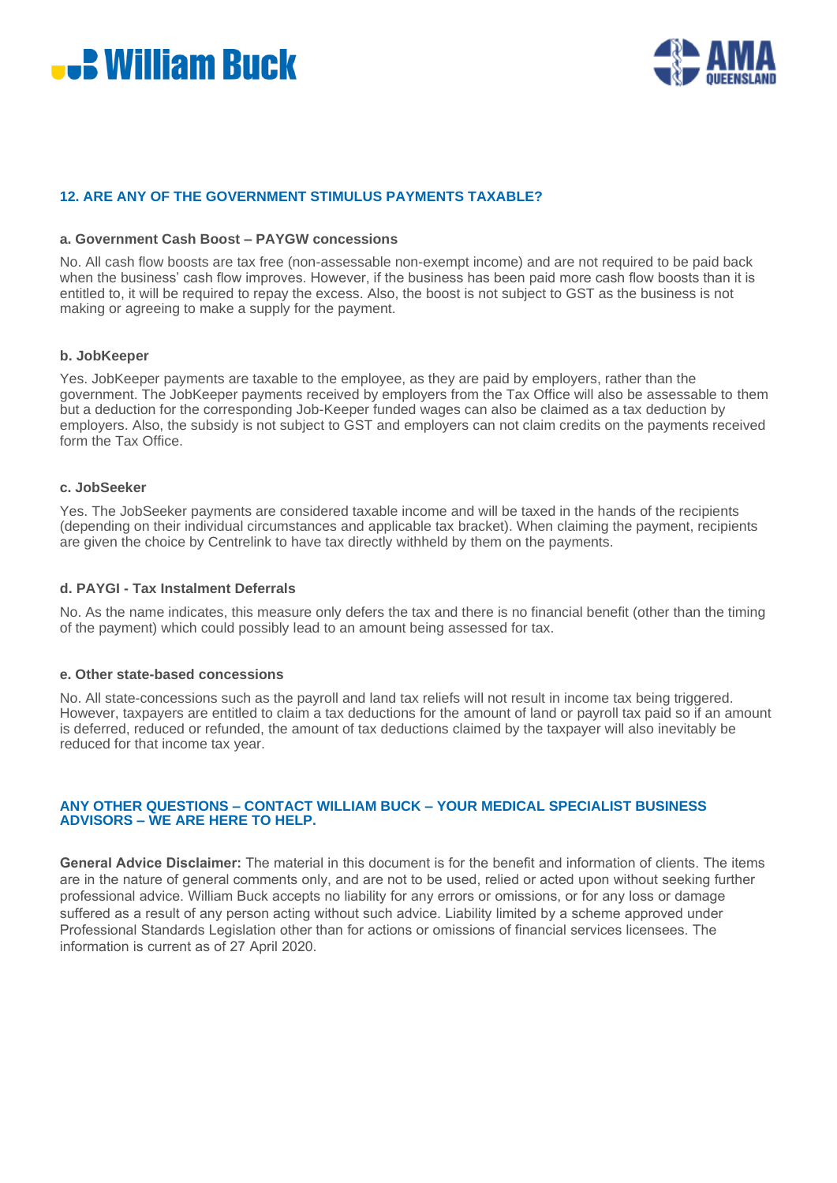## 12. ARE ANY OF THE GOVERNMENT STIMULUS PAYMENTS TAXABLE?

### a. Government Cash Boost – PAYGW concessions

No. All cash flow boosts are tax free (non-assessable non-exempt income) and are not required to be paid back when the business' cash flow improves. However, if the business has been paid more cash flow boosts than it is entitled to, it will be required to repay the excess. Also, the boost is not subject to GST as the business is not making or agreeing to make a supply for the payment.

### b. JobKeeper

Yes. JobKeeper payments are taxable to the employee, as they are paid by employers, rather than the government. The JobKeeper payments received by employers from the Tax Office will also be assessable to them but a deduction for the corresponding Job-Keeper funded wages can also be claimed as a tax deduction by employers. Also, the subsidy is not subject to GST and employers can not claim credits on the payments received form the Tax Office.

### c. JobSeeker

Yes. The JobSeeker payments are considered taxable income and will be taxed in the hands of the recipients (depending on their individual circumstances and applicable tax bracket). When claiming the payment, recipients are given the choice by Centrelink to have tax directly withheld by them on the payments.

### d. PAYGI - Tax Instalment Deferrals

No. As the name indicates, this measure only defers the tax and there is no financial benefit (other than the timing of the payment) which could possibly lead to an amount being assessed for tax.

### e. Other state-based concessions

No. All state-concessions such as the payroll and land tax reliefs will not result in income tax being triggered. However, taxpayers are entitled to claim a tax deductions for the amount of land or payroll tax paid so if an amount is deferred, reduced or refunded, the amount of tax deductions claimed by the taxpayer will also inevitably be reduced for that income tax year.

## ANY OTHER QUESTIONS – CONTACT WILLIAM BUCK – YOUR MEDICAL SPECIALIST BUSINESS ADVISORS – WE ARE HERE TO HELP.

**General Advice Disclaimer:** The material in this document is for the benefit and information of clients. The items are in the nature of general comments only, and are not to be used, relied or acted upon without seeking further professional advice. William Buck accepts no liability for any errors or omissions, or for any loss or damage suffered as a result of any person acting without such advice. Liability limited by a scheme approved under Professional Standards Legislation other than for actions or omissions of financial services licensees. The information is current as of 27 April 2020.